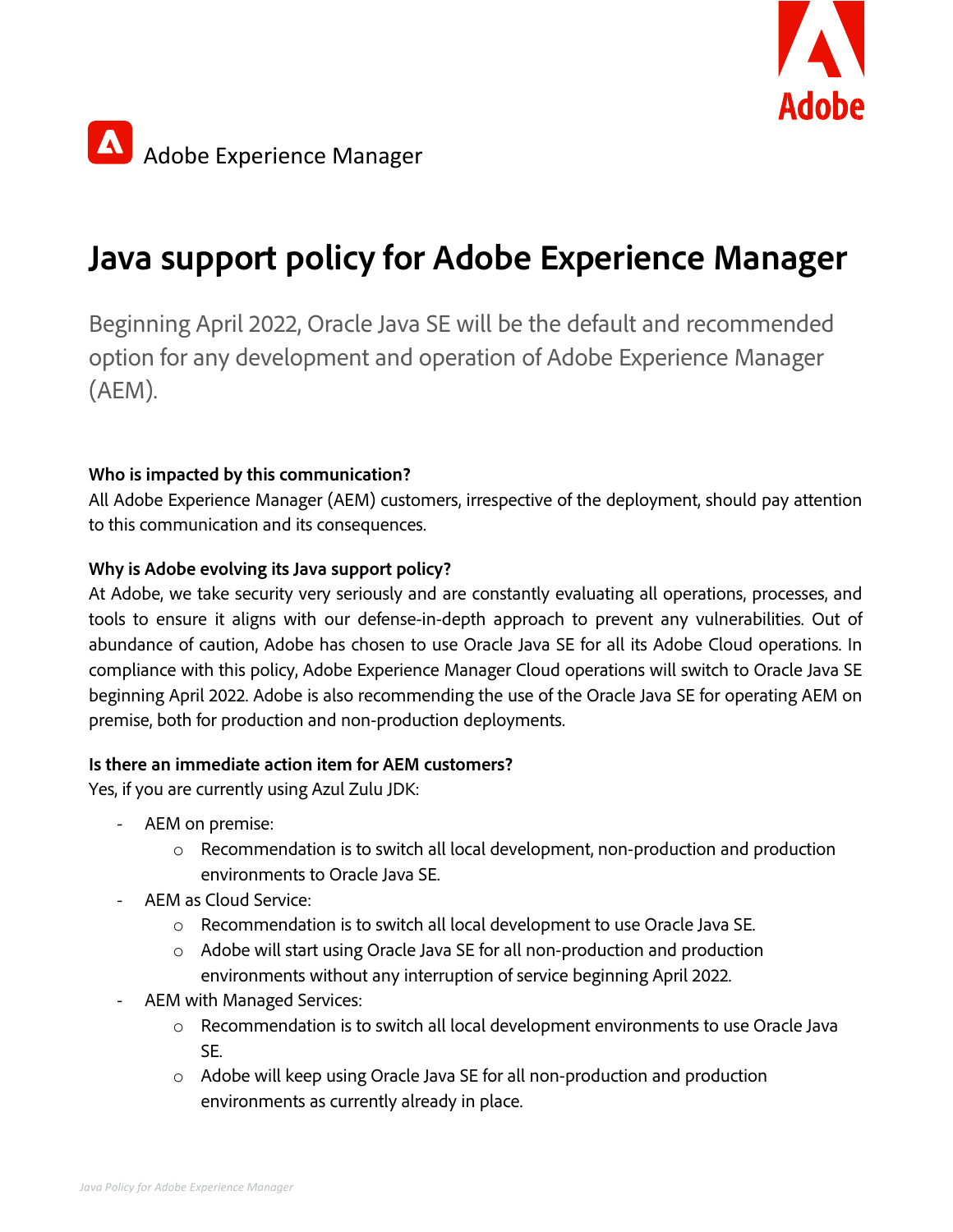Adobe Experience Manager

# Java support policy for Adobe Experience Manager

Beginning April 2022, Oracle Java SE will be the default and recommended option for any development and operation of Adobe Experience Manager (AEM).

**Who is impacted by this communication?**

All Adobe Experience Manager (AEM) customers, irrespective of the deployment, should pay attention to this communication and its consequences.

**Why is Adobe evolving its Java support policy?**

At Adobe, we take security very seriously and are constantly evaluating all operations, processes, and tools to ensure it aligns with our defense-in-depth approach to prevent any vulnerabilities. Out of abundance of caution, Adobe has chosen to use Oracle Java SE for all its Adobe Cloud operations. In compliance with this policy, Adobe Experience Manager Cloud operations will switch to Oracle Java SE beginning April 2022. Adobe is also recommending the use of the Oracle Java SE for operating AEM on premise, both for production and non-production deployments.

**Is there an immediate action item for AEM customers?**

Yes, if you are currently using Azul Zulu JDK:

- AEM on premise:
  - Recommendation is to switch all local development, non-production and production environments to Oracle Java SE.
- AEM as Cloud Service:
  - Recommendation is to switch all local development to use Oracle Java SE.
  - Adobe will start using Oracle Java SE for all non-production and production environments without any interruption of service beginning April 2022.
- AEM with Managed Services:
  - Recommendation is to switch all local development environments to use Oracle Java SE.
  - Adobe will keep using Oracle Java SE for all non-production and production environments as currently already in place.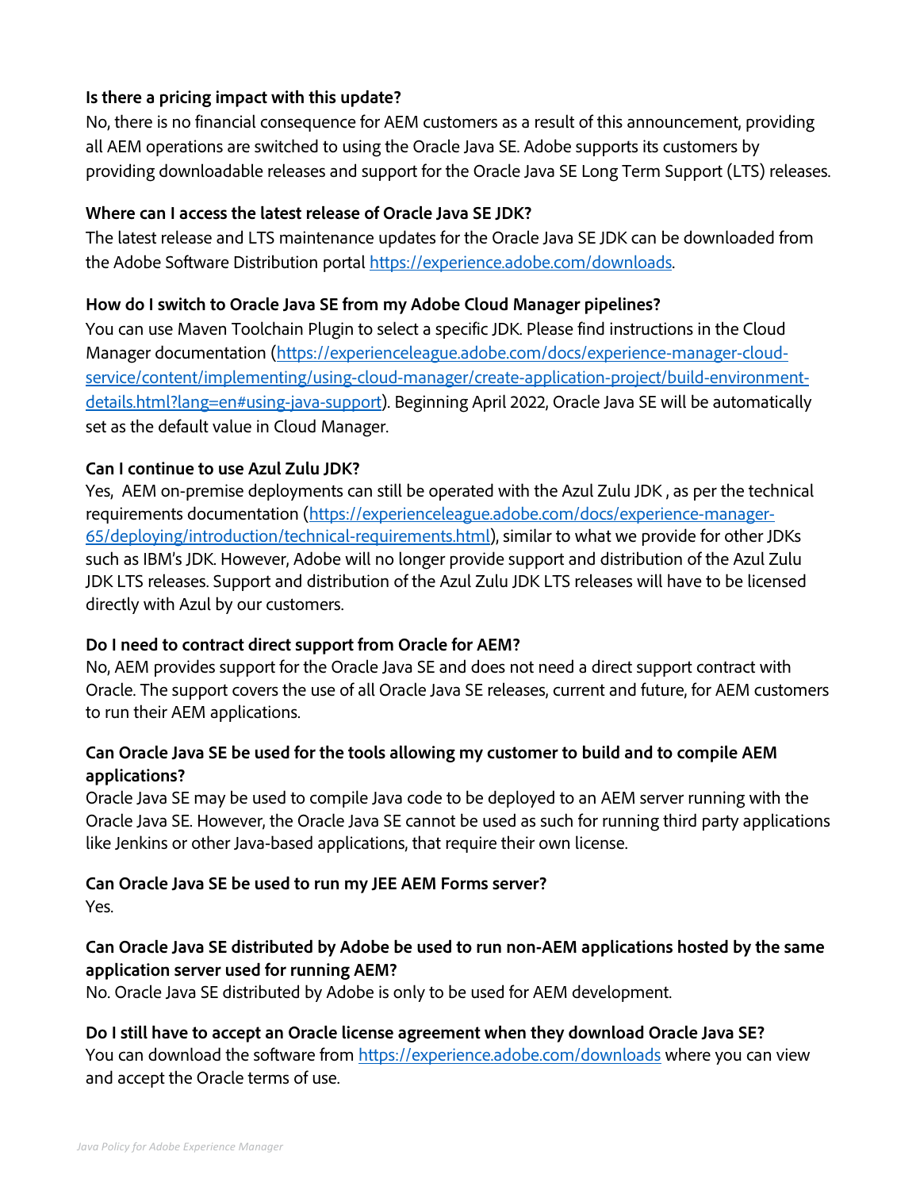**Is there a pricing impact with this update?**

No, there is no financial consequence for AEM customers as a result of this announcement, providing all AEM operations are switched to using the Oracle Java SE. Adobe supports its customers by providing downloadable releases and support for the Oracle Java SE Long Term Support (LTS) releases.

**Where can I access the latest release of Oracle Java SE JDK?**

The latest release and LTS maintenance updates for the Oracle Java SE JDK can be downloaded from the Adobe Software Distribution portal [https://experience.adobe.com/downloads](https://experience.adobe.com/downloads).

**How do I switch to Oracle Java SE from my Adobe Cloud Manager pipelines?**

You can use Maven Toolchain Plugin to select a specific JDK. Please find instructions in the Cloud Manager documentation ([https://experienceleague.adobe.com/docs/experience-manager-cloud-service/content/implementing/using-cloud-manager/create-application-project/build-environment-details.html?lang=en#using-java-support](https://experienceleague.adobe.com/docs/experience-manager-cloud-service/content/implementing/using-cloud-manager/create-application-project/build-environment-details.html?lang=en#using-java-support)). Beginning April 2022, Oracle Java SE will be automatically set as the default value in Cloud Manager.

**Can I continue to use Azul Zulu JDK?**

Yes, AEM on-premise deployments can still be operated with the Azul Zulu JDK , as per the technical requirements documentation ([https://experienceleague.adobe.com/docs/experience-manager-65/deploying/introduction/technical-requirements.html](https://experienceleague.adobe.com/docs/experience-manager-65/deploying/introduction/technical-requirements.html)), similar to what we provide for other JDKs such as IBM's JDK. However, Adobe will no longer provide support and distribution of the Azul Zulu JDK LTS releases. Support and distribution of the Azul Zulu JDK LTS releases will have to be licensed directly with Azul by our customers.

**Do I need to contract direct support from Oracle for AEM?**

No, AEM provides support for the Oracle Java SE and does not need a direct support contract with Oracle. The support covers the use of all Oracle Java SE releases, current and future, for AEM customers to run their AEM applications.

**Can Oracle Java SE be used for the tools allowing my customer to build and to compile AEM applications?**

Oracle Java SE may be used to compile Java code to be deployed to an AEM server running with the Oracle Java SE. However, the Oracle Java SE cannot be used as such for running third party applications like Jenkins or other Java-based applications, that require their own license.

**Can Oracle Java SE be used to run my JEE AEM Forms server?**

Yes.

**Can Oracle Java SE distributed by Adobe be used to run non-AEM applications hosted by the same application server used for running AEM?**

No. Oracle Java SE distributed by Adobe is only to be used for AEM development.

**Do I still have to accept an Oracle license agreement when they download Oracle Java SE?**

You can download the software from [https://experience.adobe.com/downloads](https://experience.adobe.com/downloads) where you can view and accept the Oracle terms of use.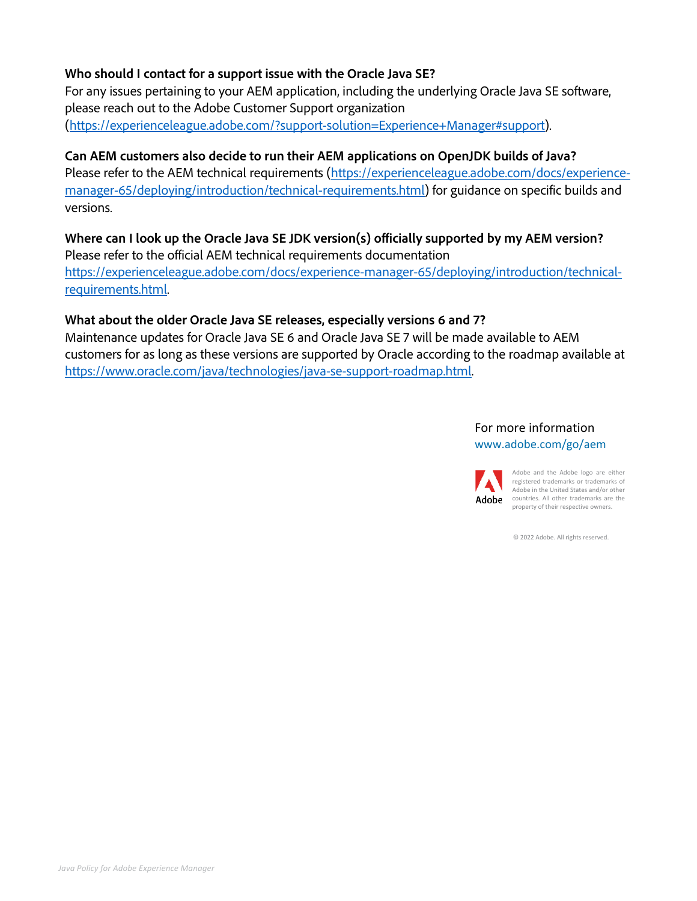**Who should I contact for a support issue with the Oracle Java SE?**

For any issues pertaining to your AEM application, including the underlying Oracle Java SE software, please reach out to the Adobe Customer Support organization (https://experienceleague.adobe.com/?support-solution=Experience+Manager#support).

**Can AEM customers also decide to run their AEM applications on OpenJDK builds of Java?**

Please refer to the AEM technical requirements (https://experienceleague.adobe.com/docs/experience-manager-65/deploying/introduction/technical-requirements.html) for guidance on specific builds and versions.

**Where can I look up the Oracle Java SE JDK version(s) officially supported by my AEM version?**

Please refer to the official AEM technical requirements documentation https://experienceleague.adobe.com/docs/experience-manager-65/deploying/introduction/technical-requirements.html.

**What about the older Oracle Java SE releases, especially versions 6 and 7?**

Maintenance updates for Oracle Java SE 6 and Oracle Java SE 7 will be made available to AEM customers for as long as these versions are supported by Oracle according to the roadmap available at https://www.oracle.com/java/technologies/java-se-support-roadmap.html.

For more information
www.adobe.com/go/aem

Adobe

Adobe and the Adobe logo are either registered trademarks or trademarks of Adobe in the United States and/or other countries. All other trademarks are the property of their respective owners.

© 2022 Adobe. All rights reserved.